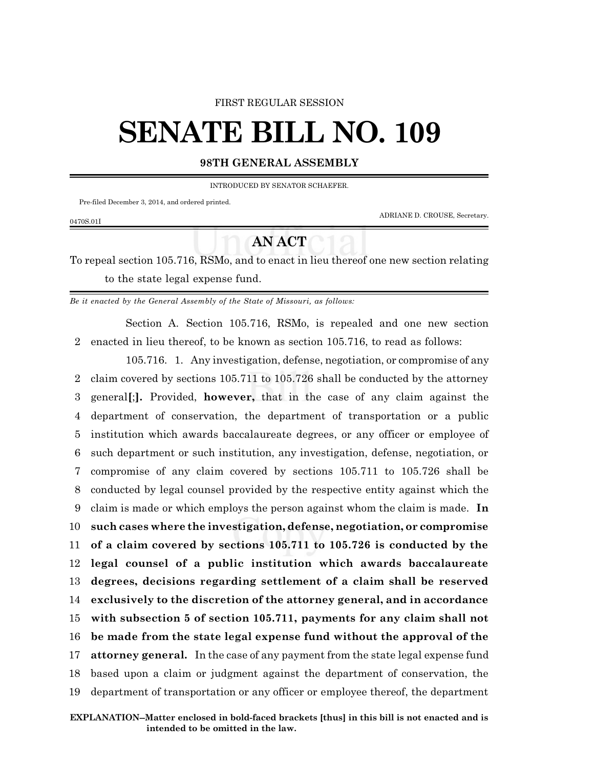FIRST REGULAR SESSION

# SENATE BILL NO. 109

## 98TH GENERAL ASSEMBLY

INTRODUCED BY SENATOR SCHAEFER.

Pre-filed December 3, 2014, and ordered printed.

ADRIANE D. CROUSE, Secretary.

0470S.01I

## AN ACT

To repeal section 105.716, RSMo, and to enact in lieu thereof one new section relating to the state legal expense fund.

*Be it enacted by the General Assembly of the State of Missouri, as follows:*

Section A. Section 105.716, RSMo, is repealed and one new section enacted in lieu thereof, to be known as section 105.716, to read as follows:

105.716. 1. Any investigation, defense, negotiation, or compromise of any claim covered by sections 105.711 to 105.726 shall be conducted by the attorney general**[**;**]**. Provided, **however,** that in the case of any claim against the department of conservation, the department of transportation or a public institution which awards baccalaureate degrees, or any officer or employee of such department or such institution, any investigation, defense, negotiation, or compromise of any claim covered by sections 105.711 to 105.726 shall be conducted by legal counsel provided by the respective entity against which the claim is made or which employs the person against whom the claim is made. **In such cases where the investigation, defense, negotiation, or compromise of a claim covered by sections 105.711 to 105.726 is conducted by the legal counsel of a public institution which awards baccalaureate degrees, decisions regarding settlement of a claim shall be reserved exclusively to the discretion of the attorney general, and in accordance with subsection 5 of section 105.711, payments for any claim shall not be made from the state legal expense fund without the approval of the attorney general.** In the case of any payment from the state legal expense fund based upon a claim or judgment against the department of conservation, the department of transportation or any officer or employee thereof, the department

**EXPLANATION–Matter enclosed in bold-faced brackets [thus] in this bill is not enacted and is intended to be omitted in the law.**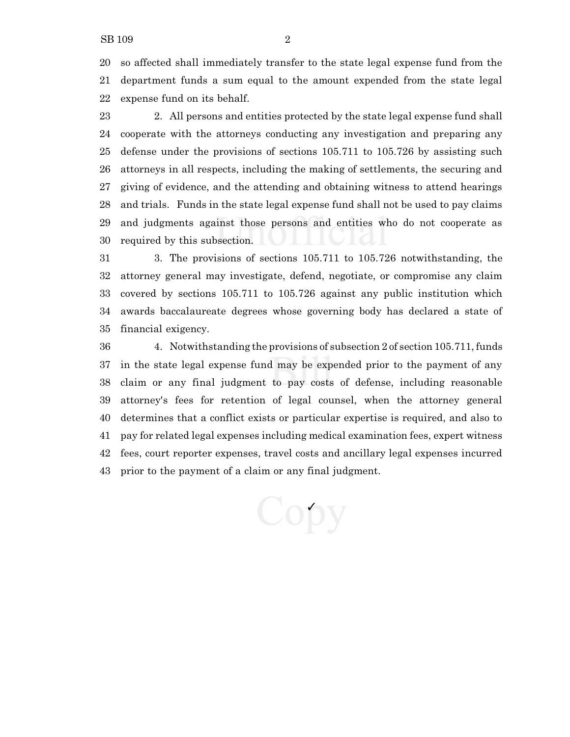so affected shall immediately transfer to the state legal expense fund from the department funds a sum equal to the amount expended from the state legal expense fund on its behalf.

2. All persons and entities protected by the state legal expense fund shall cooperate with the attorneys conducting any investigation and preparing any defense under the provisions of sections 105.711 to 105.726 by assisting such attorneys in all respects, including the making of settlements, the securing and giving of evidence, and the attending and obtaining witness to attend hearings and trials. Funds in the state legal expense fund shall not be used to pay claims and judgments against those persons and entities who do not cooperate as required by this subsection.

3. The provisions of sections 105.711 to 105.726 notwithstanding, the attorney general may investigate, defend, negotiate, or compromise any claim covered by sections 105.711 to 105.726 against any public institution which awards baccalaureate degrees whose governing body has declared a state of financial exigency.

4. Notwithstanding the provisions of subsection 2 of section 105.711, funds in the state legal expense fund may be expended prior to the payment of any claim or any final judgment to pay costs of defense, including reasonable attorney's fees for retention of legal counsel, when the attorney general determines that a conflict exists or particular expertise is required, and also to pay for related legal expenses including medical examination fees, expert witness fees, court reporter expenses, travel costs and ancillary legal expenses incurred prior to the payment of a claim or any final judgment.

✓